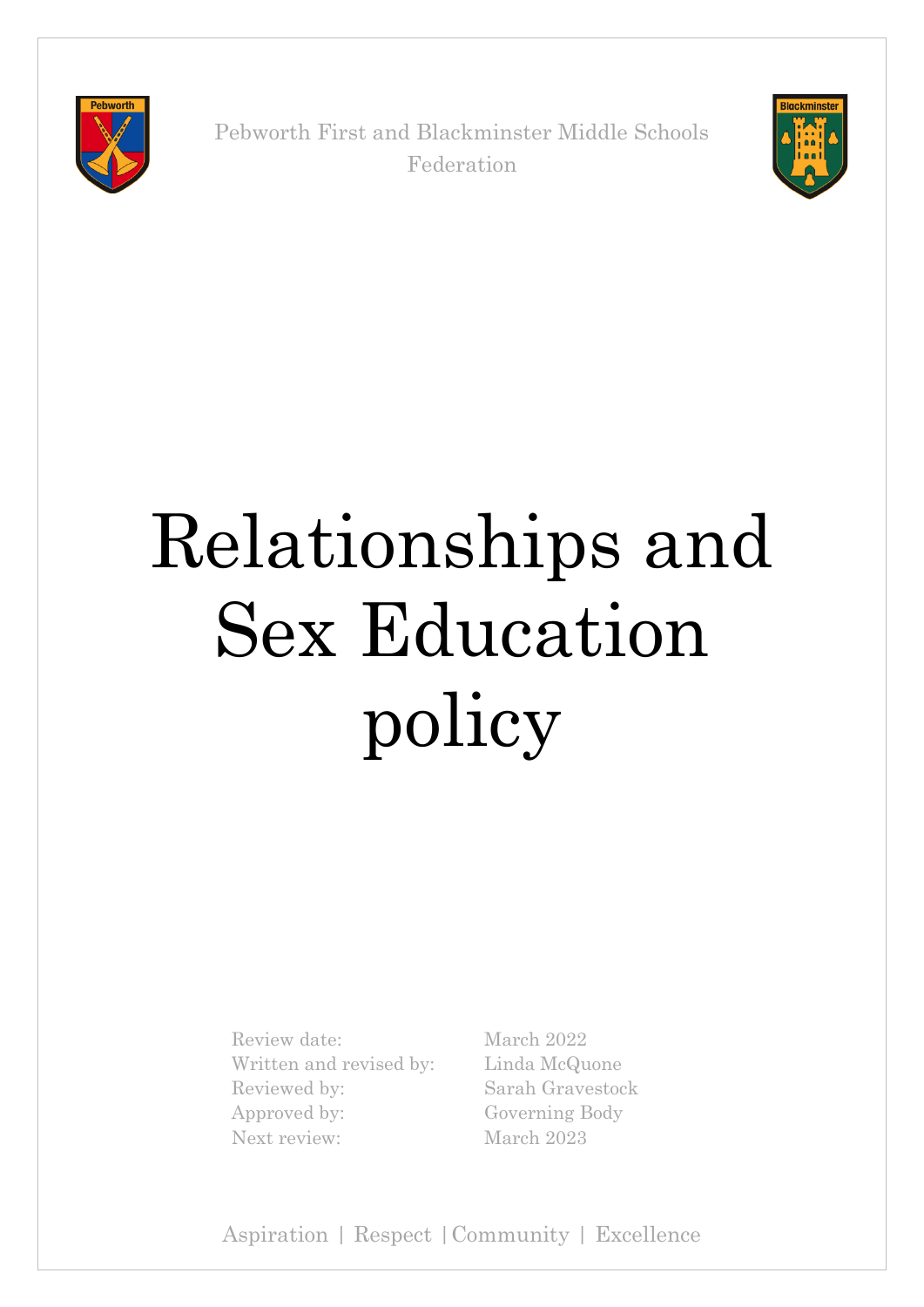Pebworth First and Blackminster Middle Schools Federation

# Relationships and Sex Education policy

| | |
|---|---|
| Review date: | March 2022 |
| Written and revised by: | Linda McQuone |
| Reviewed by: | Sarah Gravestock |
| Approved by: | Governing Body |
| Next review: | March 2023 |

Aspiration | Respect | Community | Excellence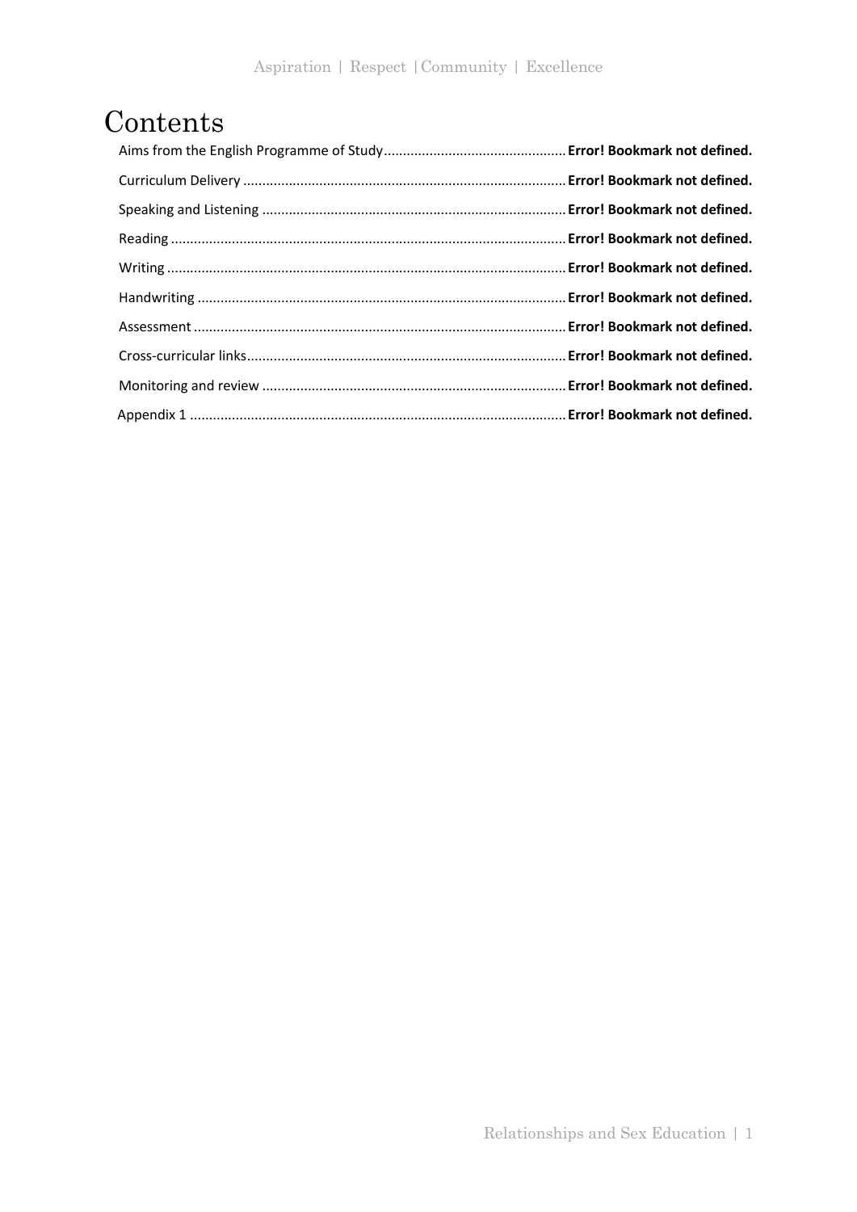# Contents

Aims from the English Programme of Study ............................................... **Error! Bookmark not defined.**

Curriculum Delivery ..................................................................................... **Error! Bookmark not defined.**

Speaking and Listening ................................................................................ **Error! Bookmark not defined.**

Reading ........................................................................................................ **Error! Bookmark not defined.**

Writing ......................................................................................................... **Error! Bookmark not defined.**

Handwriting ................................................................................................. **Error! Bookmark not defined.**

Assessment .................................................................................................. **Error! Bookmark not defined.**

Cross-curricular links.................................................................................... **Error! Bookmark not defined.**

Monitoring and review ................................................................................ **Error! Bookmark not defined.**

Appendix 1 ................................................................................................... **Error! Bookmark not defined.**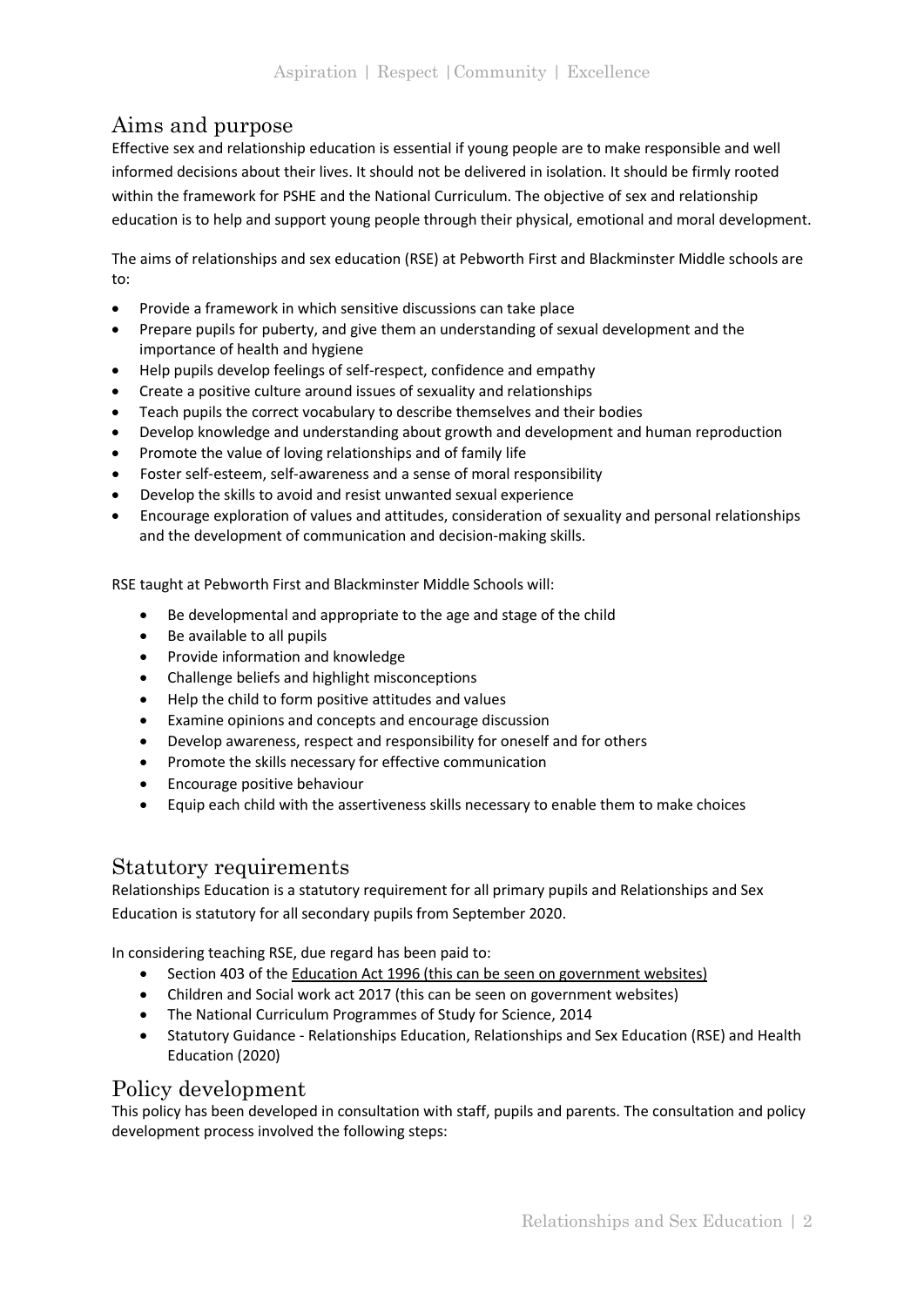## Aims and purpose

Effective sex and relationship education is essential if young people are to make responsible and well informed decisions about their lives. It should not be delivered in isolation. It should be firmly rooted within the framework for PSHE and the National Curriculum. The objective of sex and relationship education is to help and support young people through their physical, emotional and moral development.

The aims of relationships and sex education (RSE) at Pebworth First and Blackminster Middle schools are to:

- Provide a framework in which sensitive discussions can take place
- Prepare pupils for puberty, and give them an understanding of sexual development and the importance of health and hygiene
- Help pupils develop feelings of self-respect, confidence and empathy
- Create a positive culture around issues of sexuality and relationships
- Teach pupils the correct vocabulary to describe themselves and their bodies
- Develop knowledge and understanding about growth and development and human reproduction
- Promote the value of loving relationships and of family life
- Foster self-esteem, self-awareness and a sense of moral responsibility
- Develop the skills to avoid and resist unwanted sexual experience
- Encourage exploration of values and attitudes, consideration of sexuality and personal relationships and the development of communication and decision-making skills.

RSE taught at Pebworth First and Blackminster Middle Schools will:

- Be developmental and appropriate to the age and stage of the child
- Be available to all pupils
- Provide information and knowledge
- Challenge beliefs and highlight misconceptions
- Help the child to form positive attitudes and values
- Examine opinions and concepts and encourage discussion
- Develop awareness, respect and responsibility for oneself and for others
- Promote the skills necessary for effective communication
- Encourage positive behaviour
- Equip each child with the assertiveness skills necessary to enable them to make choices

## Statutory requirements

Relationships Education is a statutory requirement for all primary pupils and Relationships and Sex Education is statutory for all secondary pupils from September 2020.

In considering teaching RSE, due regard has been paid to:

- Section 403 of the Education Act 1996 (this can be seen on government websites)
- Children and Social work act 2017 (this can be seen on government websites)
- The National Curriculum Programmes of Study for Science, 2014
- Statutory Guidance - Relationships Education, Relationships and Sex Education (RSE) and Health Education (2020)

## Policy development

This policy has been developed in consultation with staff, pupils and parents. The consultation and policy development process involved the following steps: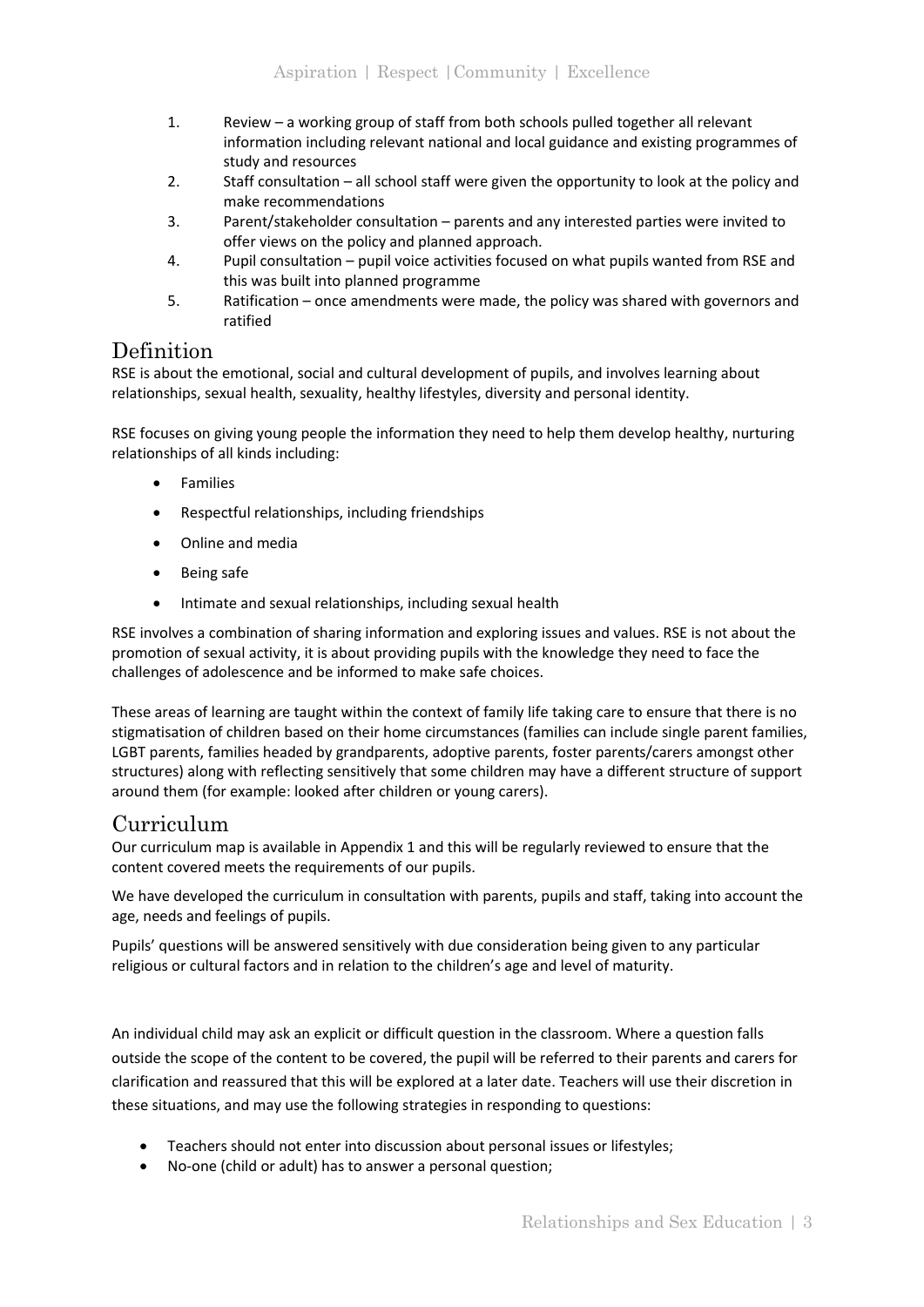1. Review – a working group of staff from both schools pulled together all relevant information including relevant national and local guidance and existing programmes of study and resources
2. Staff consultation – all school staff were given the opportunity to look at the policy and make recommendations
3. Parent/stakeholder consultation – parents and any interested parties were invited to offer views on the policy and planned approach.
4. Pupil consultation – pupil voice activities focused on what pupils wanted from RSE and this was built into planned programme
5. Ratification – once amendments were made, the policy was shared with governors and ratified

## Definition

RSE is about the emotional, social and cultural development of pupils, and involves learning about relationships, sexual health, sexuality, healthy lifestyles, diversity and personal identity.

RSE focuses on giving young people the information they need to help them develop healthy, nurturing relationships of all kinds including:

- Families
- Respectful relationships, including friendships
- Online and media
- Being safe
- Intimate and sexual relationships, including sexual health

RSE involves a combination of sharing information and exploring issues and values. RSE is not about the promotion of sexual activity, it is about providing pupils with the knowledge they need to face the challenges of adolescence and be informed to make safe choices.

These areas of learning are taught within the context of family life taking care to ensure that there is no stigmatisation of children based on their home circumstances (families can include single parent families, LGBT parents, families headed by grandparents, adoptive parents, foster parents/carers amongst other structures) along with reflecting sensitively that some children may have a different structure of support around them (for example: looked after children or young carers).

## Curriculum

Our curriculum map is available in Appendix 1 and this will be regularly reviewed to ensure that the content covered meets the requirements of our pupils.

We have developed the curriculum in consultation with parents, pupils and staff, taking into account the age, needs and feelings of pupils.

Pupils' questions will be answered sensitively with due consideration being given to any particular religious or cultural factors and in relation to the children's age and level of maturity.

An individual child may ask an explicit or difficult question in the classroom. Where a question falls outside the scope of the content to be covered, the pupil will be referred to their parents and carers for clarification and reassured that this will be explored at a later date. Teachers will use their discretion in these situations, and may use the following strategies in responding to questions:

- Teachers should not enter into discussion about personal issues or lifestyles;
- No-one (child or adult) has to answer a personal question;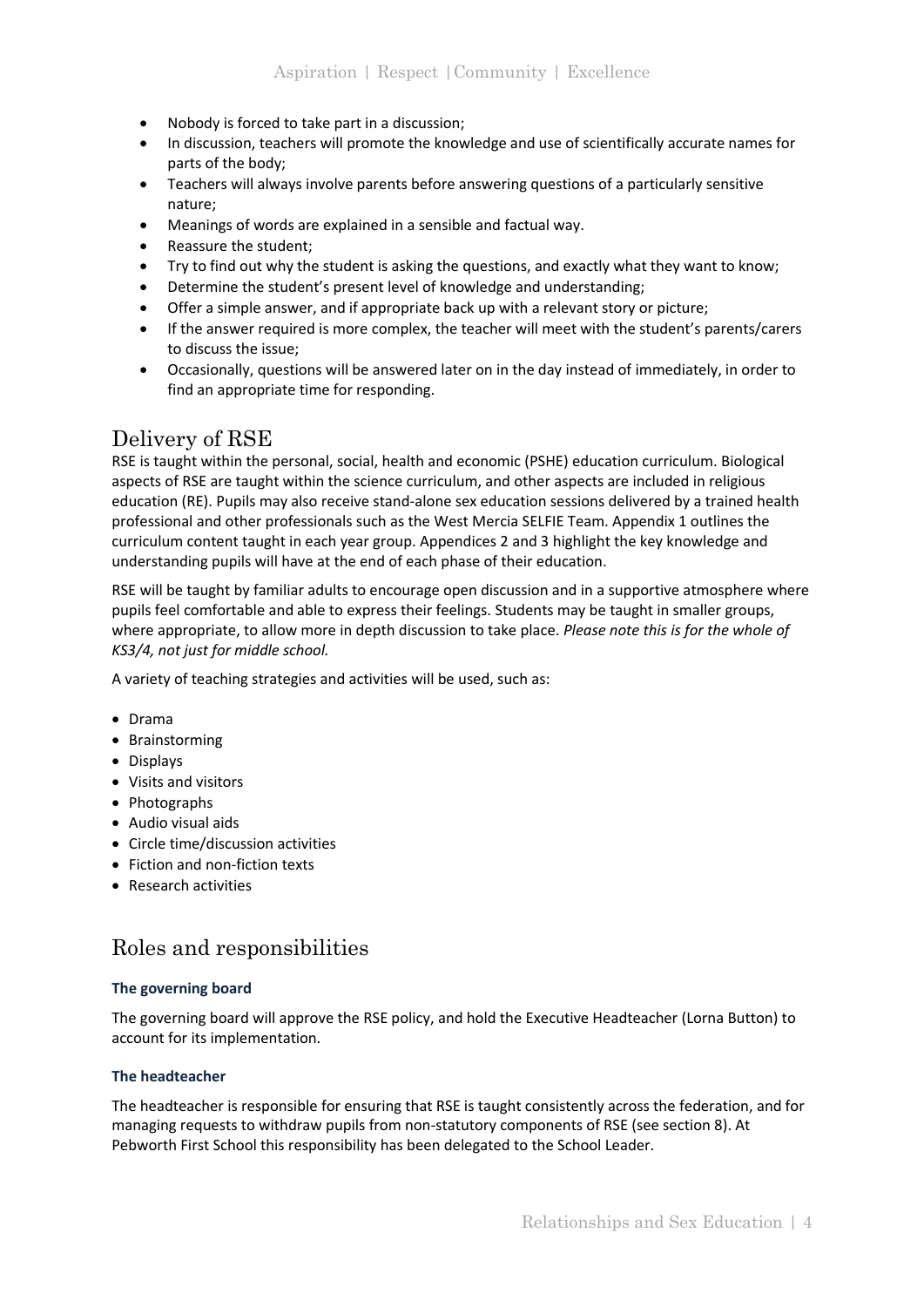- Nobody is forced to take part in a discussion;
- In discussion, teachers will promote the knowledge and use of scientifically accurate names for parts of the body;
- Teachers will always involve parents before answering questions of a particularly sensitive nature;
- Meanings of words are explained in a sensible and factual way.
- Reassure the student;
- Try to find out why the student is asking the questions, and exactly what they want to know;
- Determine the student's present level of knowledge and understanding;
- Offer a simple answer, and if appropriate back up with a relevant story or picture;
- If the answer required is more complex, the teacher will meet with the student's parents/carers to discuss the issue;
- Occasionally, questions will be answered later on in the day instead of immediately, in order to find an appropriate time for responding.

## Delivery of RSE

RSE is taught within the personal, social, health and economic (PSHE) education curriculum. Biological aspects of RSE are taught within the science curriculum, and other aspects are included in religious education (RE). Pupils may also receive stand-alone sex education sessions delivered by a trained health professional and other professionals such as the West Mercia SELFIE Team. Appendix 1 outlines the curriculum content taught in each year group. Appendices 2 and 3 highlight the key knowledge and understanding pupils will have at the end of each phase of their education.

RSE will be taught by familiar adults to encourage open discussion and in a supportive atmosphere where pupils feel comfortable and able to express their feelings. Students may be taught in smaller groups, where appropriate, to allow more in depth discussion to take place. *Please note this is for the whole of KS3/4, not just for middle school.*

A variety of teaching strategies and activities will be used, such as:

- Drama
- Brainstorming
- Displays
- Visits and visitors
- Photographs
- Audio visual aids
- Circle time/discussion activities
- Fiction and non-fiction texts
- Research activities

## Roles and responsibilities

### The governing board

The governing board will approve the RSE policy, and hold the Executive Headteacher (Lorna Button) to account for its implementation.

### The headteacher

The headteacher is responsible for ensuring that RSE is taught consistently across the federation, and for managing requests to withdraw pupils from non-statutory components of RSE (see section 8). At Pebworth First School this responsibility has been delegated to the School Leader.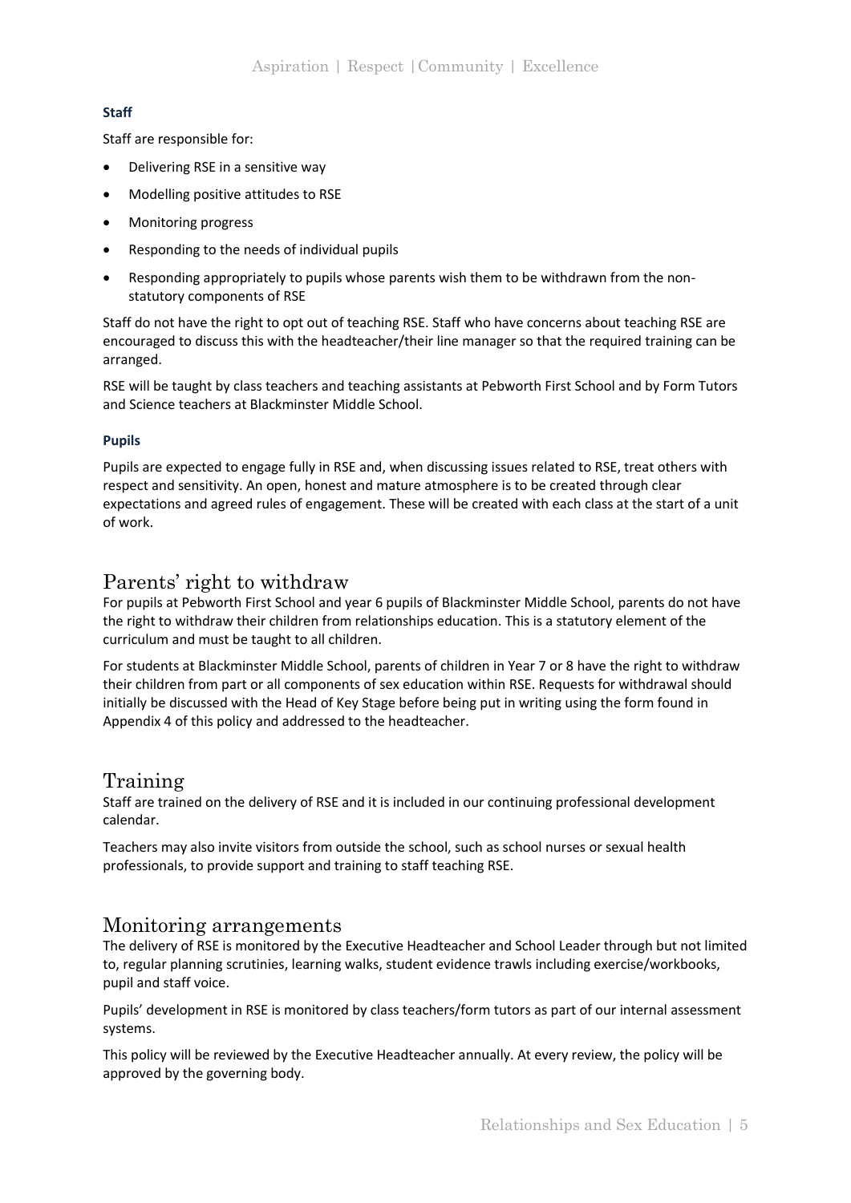### Staff

Staff are responsible for:

- Delivering RSE in a sensitive way
- Modelling positive attitudes to RSE
- Monitoring progress
- Responding to the needs of individual pupils
- Responding appropriately to pupils whose parents wish them to be withdrawn from the non-statutory components of RSE

Staff do not have the right to opt out of teaching RSE. Staff who have concerns about teaching RSE are encouraged to discuss this with the headteacher/their line manager so that the required training can be arranged.

RSE will be taught by class teachers and teaching assistants at Pebworth First School and by Form Tutors and Science teachers at Blackminster Middle School.

### Pupils

Pupils are expected to engage fully in RSE and, when discussing issues related to RSE, treat others with respect and sensitivity. An open, honest and mature atmosphere is to be created through clear expectations and agreed rules of engagement. These will be created with each class at the start of a unit of work.

## Parents' right to withdraw

For pupils at Pebworth First School and year 6 pupils of Blackminster Middle School, parents do not have the right to withdraw their children from relationships education. This is a statutory element of the curriculum and must be taught to all children.

For students at Blackminster Middle School, parents of children in Year 7 or 8 have the right to withdraw their children from part or all components of sex education within RSE. Requests for withdrawal should initially be discussed with the Head of Key Stage before being put in writing using the form found in Appendix 4 of this policy and addressed to the headteacher.

## Training

Staff are trained on the delivery of RSE and it is included in our continuing professional development calendar.

Teachers may also invite visitors from outside the school, such as school nurses or sexual health professionals, to provide support and training to staff teaching RSE.

## Monitoring arrangements

The delivery of RSE is monitored by the Executive Headteacher and School Leader through but not limited to, regular planning scrutinies, learning walks, student evidence trawls including exercise/workbooks, pupil and staff voice.

Pupils' development in RSE is monitored by class teachers/form tutors as part of our internal assessment systems.

This policy will be reviewed by the Executive Headteacher annually. At every review, the policy will be approved by the governing body.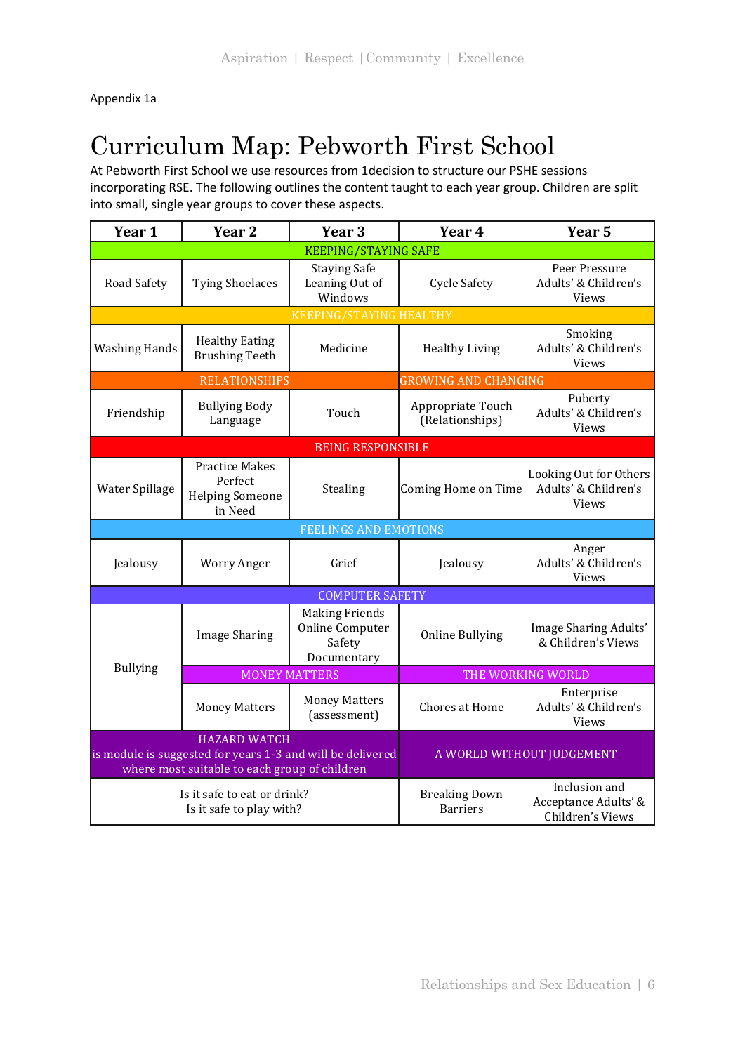Appendix 1a

# Curriculum Map: Pebworth First School

At Pebworth First School we use resources from 1decision to structure our PSHE sessions incorporating RSE. The following outlines the content taught to each year group. Children are split into small, single year groups to cover these aspects.

| Year 1 | Year 2 | Year 3 | Year 4 | Year 5 |
|---|---|---|---|---|
| KEEPING/STAYING SAFE | | | | |
| Road Safety | Tying Shoelaces | Staying Safe Leaning Out of Windows | Cycle Safety | Peer Pressure Adults' & Children's Views |
| KEEPING/STAYING HEALTHY | | | | |
| Washing Hands | Healthy Eating Brushing Teeth | Medicine | Healthy Living | Smoking Adults' & Children's Views |
| RELATIONSHIPS | | | GROWING AND CHANGING | |
| Friendship | Bullying Body Language | Touch | Appropriate Touch (Relationships) | Puberty Adults' & Children's Views |
| BEING RESPONSIBLE | | | | |
| Water Spillage | Practice Makes Perfect Helping Someone in Need | Stealing | Coming Home on Time | Looking Out for Others Adults' & Children's Views |
| FEELINGS AND EMOTIONS | | | | |
| Jealousy | Worry Anger | Grief | Jealousy | Anger Adults' & Children's Views |
| COMPUTER SAFETY | | | | |
| Bullying | Image Sharing | Making Friends Online Computer Safety Documentary | Online Bullying | Image Sharing Adults' & Children's Views |
| | MONEY MATTERS | | THE WORKING WORLD | |
| | Money Matters | Money Matters (assessment) | Chores at Home | Enterprise Adults' & Children's Views |
| HAZARD WATCH is module is suggested for years 1-3 and will be delivered where most suitable to each group of children | | | A WORLD WITHOUT JUDGEMENT | |
| Is it safe to eat or drink? Is it safe to play with? | | | Breaking Down Barriers | Inclusion and Acceptance Adults' & Children's Views |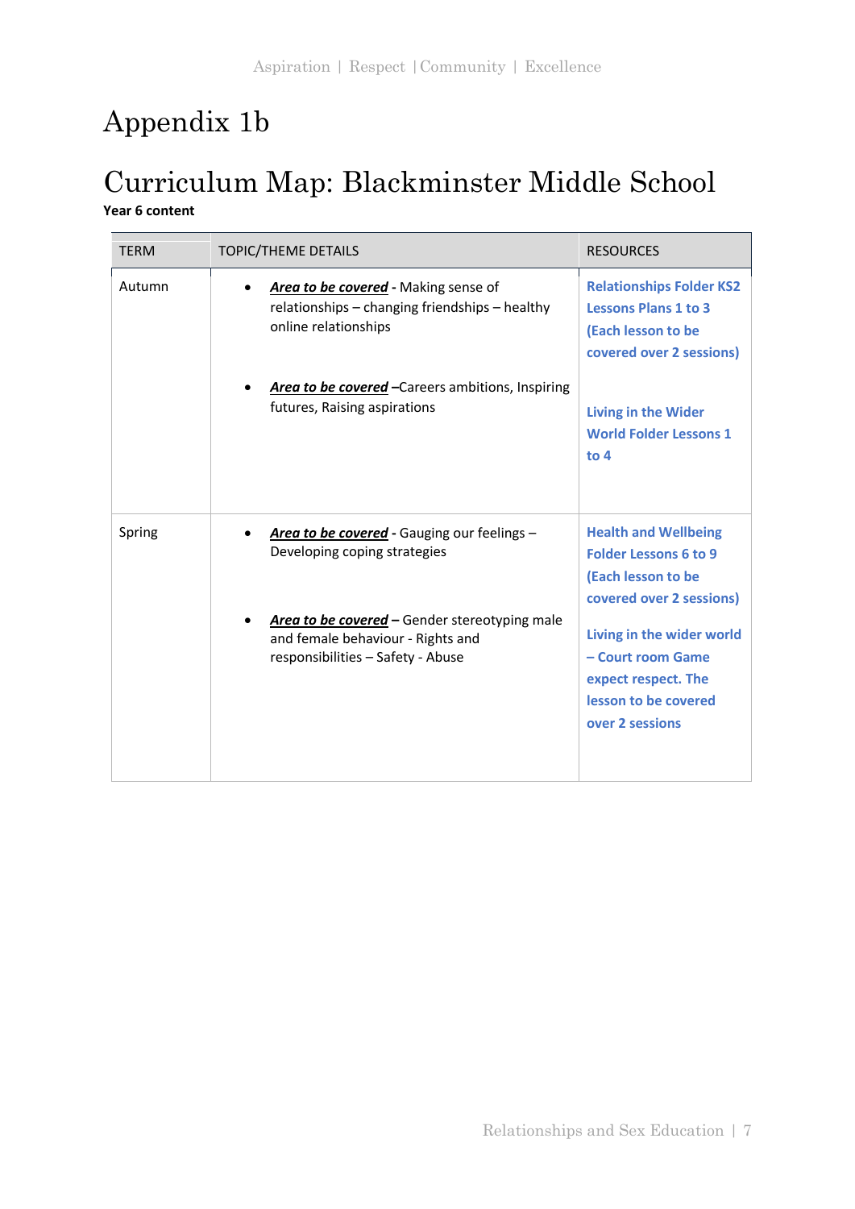# Appendix 1b

## Curriculum Map: Blackminster Middle School

**Year 6 content**

| TERM | TOPIC/THEME DETAILS | RESOURCES |
|---|---|---|
| Autumn | • ***Area to be covered*** - Making sense of relationships – changing friendships – healthy online relationships<br><br>• ***Area to be covered*** **–**Careers ambitions, Inspiring futures, Raising aspirations | **Relationships Folder KS2 Lessons Plans 1 to 3 (Each lesson to be covered over 2 sessions)**<br><br>**Living in the Wider World Folder Lessons 1 to 4** |
| Spring | • ***Area to be covered*** - Gauging our feelings – Developing coping strategies<br><br>• ***Area to be covered*** **–** Gender stereotyping male and female behaviour - Rights and responsibilities – Safety - Abuse | **Health and Wellbeing Folder Lessons 6 to 9 (Each lesson to be covered over 2 sessions)**<br><br>**Living in the wider world – Court room Game expect respect. The lesson to be covered over 2 sessions** |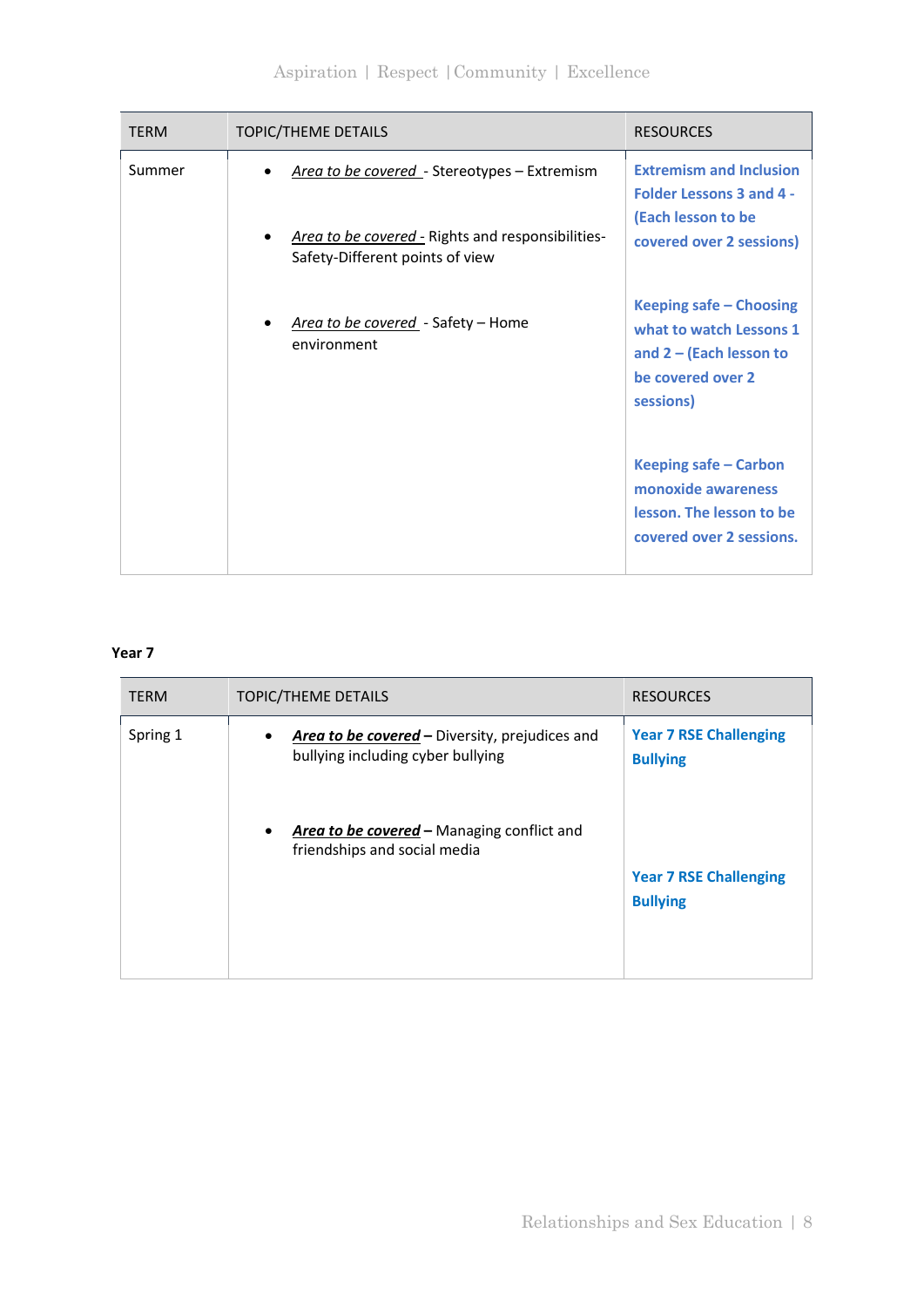| TERM | TOPIC/THEME DETAILS | RESOURCES |
|---|---|---|
| Summer | • *Area to be covered* - Stereotypes – Extremism<br><br>• *Area to be covered* - Rights and responsibilities-Safety-Different points of view<br><br>• *Area to be covered* - Safety – Home environment | **Extremism and Inclusion Folder Lessons 3 and 4 - (Each lesson to be covered over 2 sessions)**<br><br>**Keeping safe – Choosing what to watch Lessons 1 and 2 – (Each lesson to be covered over 2 sessions)**<br><br>**Keeping safe – Carbon monoxide awareness lesson. The lesson to be covered over 2 sessions.** |

**Year 7**

| TERM | TOPIC/THEME DETAILS | RESOURCES |
|---|---|---|
| Spring 1 | • ***Area to be covered*** **–** Diversity, prejudices and bullying including cyber bullying<br><br>• ***Area to be covered*** **–** Managing conflict and friendships and social media | **Year 7 RSE Challenging Bullying**<br><br>**Year 7 RSE Challenging Bullying** |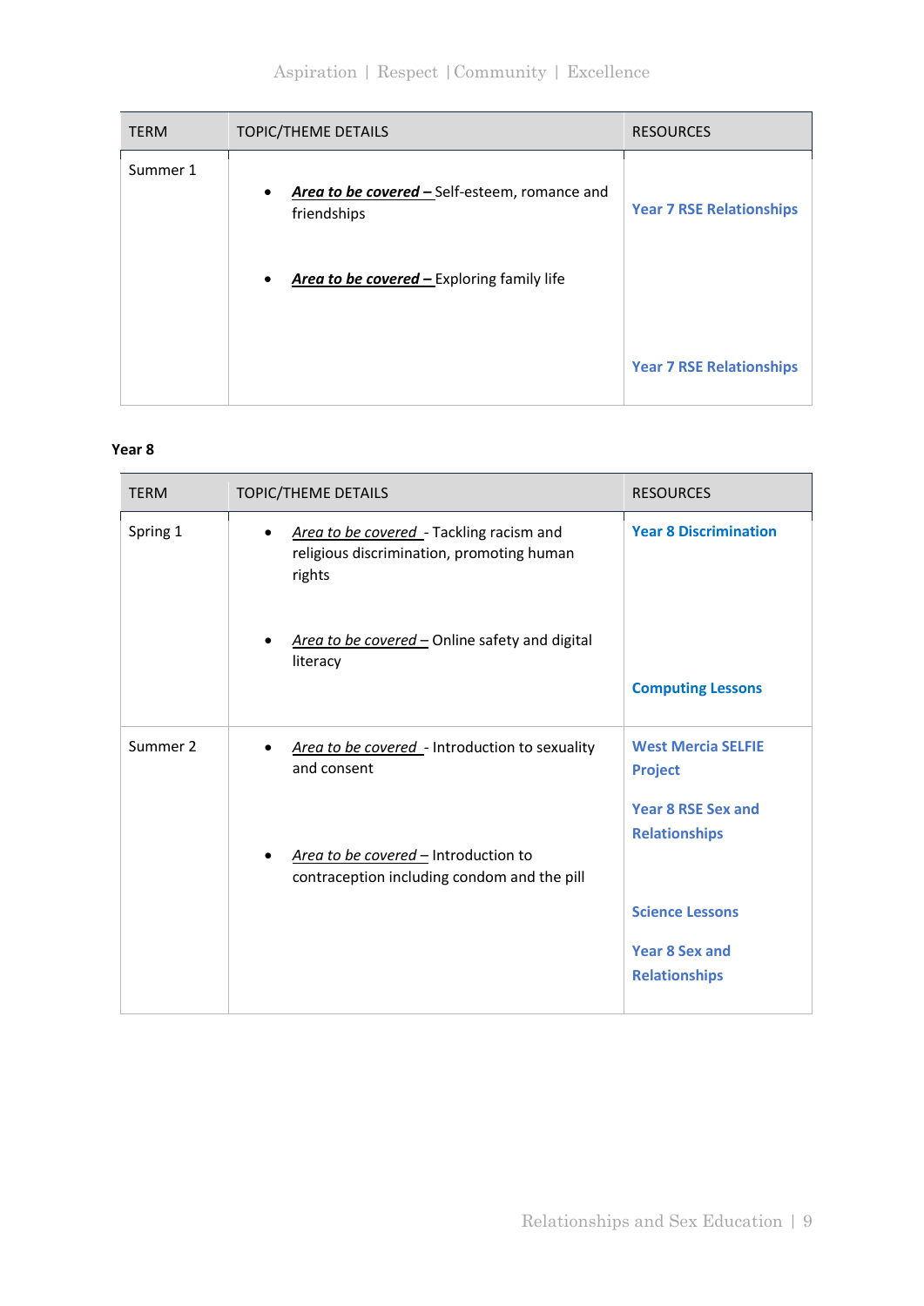| TERM | TOPIC/THEME DETAILS | RESOURCES |
|---|---|---|
| Summer 1 | • ***Area to be covered –*** Self-esteem, romance and friendships<br><br>• ***Area to be covered –*** Exploring family life | **Year 7 RSE Relationships**<br><br>**Year 7 RSE Relationships** |

**Year 8**

| TERM | TOPIC/THEME DETAILS | RESOURCES |
|---|---|---|
| Spring 1 | • *Area to be covered* - Tackling racism and religious discrimination, promoting human rights<br><br>• *Area to be covered –* Online safety and digital literacy | **Year 8 Discrimination**<br><br>**Computing Lessons** |
| Summer 2 | • *Area to be covered* - Introduction to sexuality and consent<br><br>• *Area to be covered –* Introduction to contraception including condom and the pill | **West Mercia SELFIE Project**<br><br>**Year 8 RSE Sex and Relationships**<br><br>**Science Lessons**<br><br>**Year 8 Sex and Relationships** |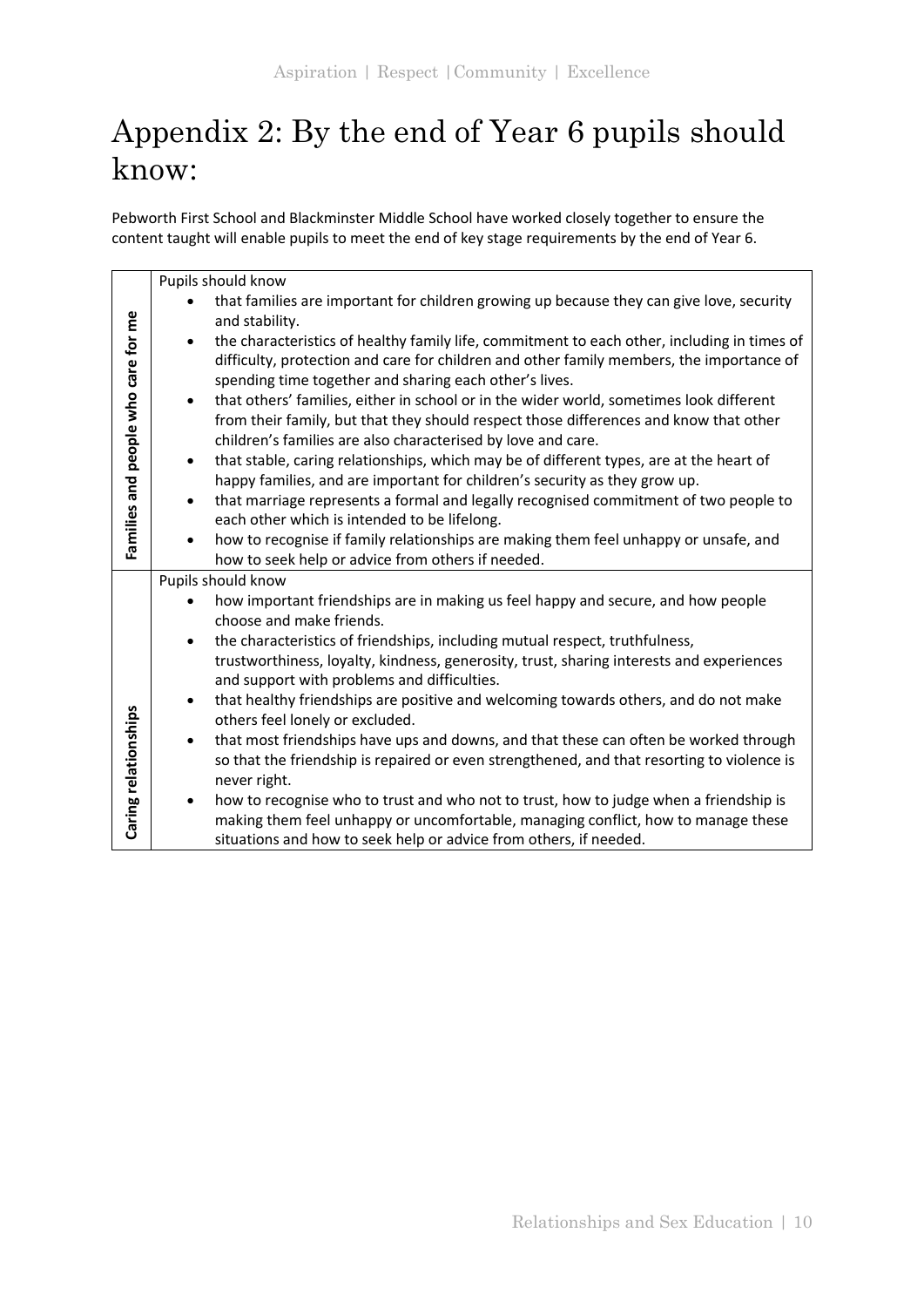# Appendix 2: By the end of Year 6 pupils should know:

Pebworth First School and Blackminster Middle School have worked closely together to ensure the content taught will enable pupils to meet the end of key stage requirements by the end of Year 6.

| | |
|---|---|
| **Families and people who care for me** | Pupils should know<br>• that families are important for children growing up because they can give love, security and stability.<br>• the characteristics of healthy family life, commitment to each other, including in times of difficulty, protection and care for children and other family members, the importance of spending time together and sharing each other's lives.<br>• that others' families, either in school or in the wider world, sometimes look different from their family, but that they should respect those differences and know that other children's families are also characterised by love and care.<br>• that stable, caring relationships, which may be of different types, are at the heart of happy families, and are important for children's security as they grow up.<br>• that marriage represents a formal and legally recognised commitment of two people to each other which is intended to be lifelong.<br>• how to recognise if family relationships are making them feel unhappy or unsafe, and how to seek help or advice from others if needed. |
| **Caring relationships** | Pupils should know<br>• how important friendships are in making us feel happy and secure, and how people choose and make friends.<br>• the characteristics of friendships, including mutual respect, truthfulness, trustworthiness, loyalty, kindness, generosity, trust, sharing interests and experiences and support with problems and difficulties.<br>• that healthy friendships are positive and welcoming towards others, and do not make others feel lonely or excluded.<br>• that most friendships have ups and downs, and that these can often be worked through so that the friendship is repaired or even strengthened, and that resorting to violence is never right.<br>• how to recognise who to trust and who not to trust, how to judge when a friendship is making them feel unhappy or uncomfortable, managing conflict, how to manage these situations and how to seek help or advice from others, if needed. |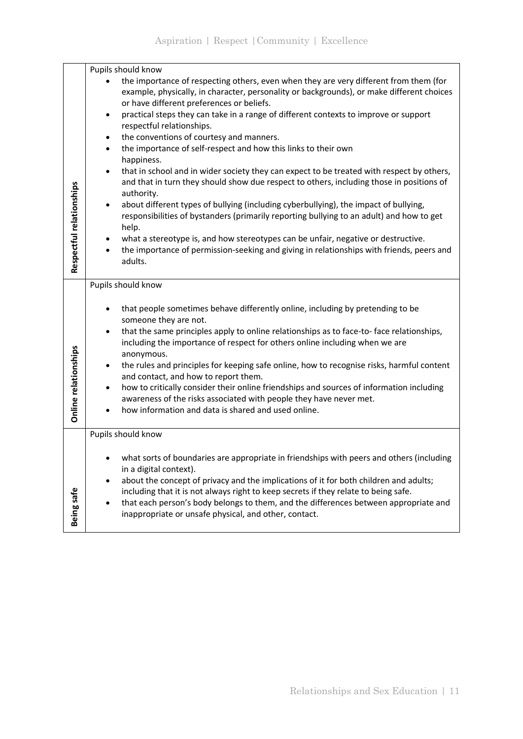| | |
|---|---|
| **Respectful relationships** | Pupils should know<br>• the importance of respecting others, even when they are very different from them (for example, physically, in character, personality or backgrounds), or make different choices or have different preferences or beliefs.<br>• practical steps they can take in a range of different contexts to improve or support respectful relationships.<br>• the conventions of courtesy and manners.<br>• the importance of self-respect and how this links to their own happiness.<br>• that in school and in wider society they can expect to be treated with respect by others, and that in turn they should show due respect to others, including those in positions of authority.<br>• about different types of bullying (including cyberbullying), the impact of bullying, responsibilities of bystanders (primarily reporting bullying to an adult) and how to get help.<br>• what a stereotype is, and how stereotypes can be unfair, negative or destructive.<br>• the importance of permission-seeking and giving in relationships with friends, peers and adults. |
| **Online relationships** | Pupils should know<br>• that people sometimes behave differently online, including by pretending to be someone they are not.<br>• that the same principles apply to online relationships as to face-to- face relationships, including the importance of respect for others online including when we are anonymous.<br>• the rules and principles for keeping safe online, how to recognise risks, harmful content and contact, and how to report them.<br>• how to critically consider their online friendships and sources of information including awareness of the risks associated with people they have never met.<br>• how information and data is shared and used online. |
| **Being safe** | Pupils should know<br>• what sorts of boundaries are appropriate in friendships with peers and others (including in a digital context).<br>• about the concept of privacy and the implications of it for both children and adults; including that it is not always right to keep secrets if they relate to being safe.<br>• that each person's body belongs to them, and the differences between appropriate and inappropriate or unsafe physical, and other, contact. |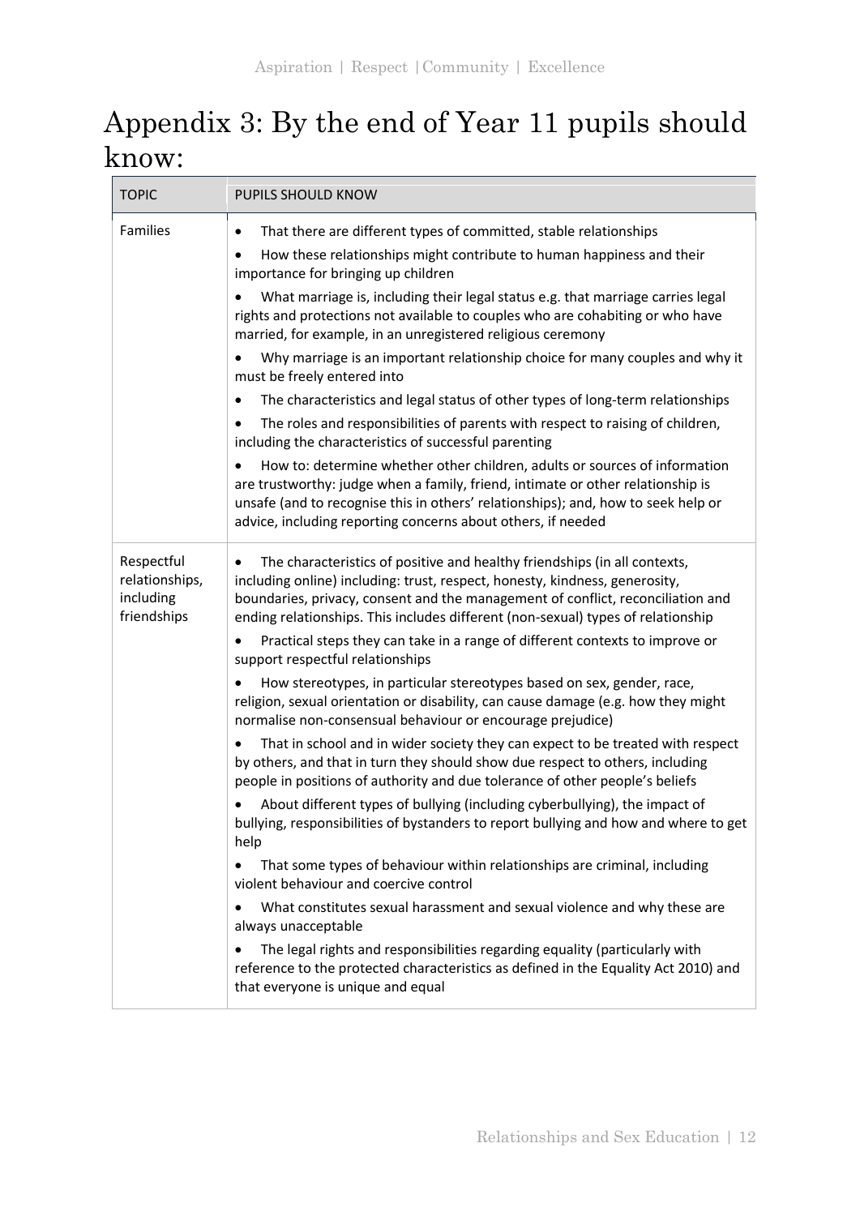# Appendix 3: By the end of Year 11 pupils should know:

| TOPIC | PUPILS SHOULD KNOW |
| --- | --- |
| Families | • That there are different types of committed, stable relationships<br>• How these relationships might contribute to human happiness and their importance for bringing up children<br>• What marriage is, including their legal status e.g. that marriage carries legal rights and protections not available to couples who are cohabiting or who have married, for example, in an unregistered religious ceremony<br>• Why marriage is an important relationship choice for many couples and why it must be freely entered into<br>• The characteristics and legal status of other types of long-term relationships<br>• The roles and responsibilities of parents with respect to raising of children, including the characteristics of successful parenting<br>• How to: determine whether other children, adults or sources of information are trustworthy: judge when a family, friend, intimate or other relationship is unsafe (and to recognise this in others' relationships); and, how to seek help or advice, including reporting concerns about others, if needed |
| Respectful relationships, including friendships | • The characteristics of positive and healthy friendships (in all contexts, including online) including: trust, respect, honesty, kindness, generosity, boundaries, privacy, consent and the management of conflict, reconciliation and ending relationships. This includes different (non-sexual) types of relationship<br>• Practical steps they can take in a range of different contexts to improve or support respectful relationships<br>• How stereotypes, in particular stereotypes based on sex, gender, race, religion, sexual orientation or disability, can cause damage (e.g. how they might normalise non-consensual behaviour or encourage prejudice)<br>• That in school and in wider society they can expect to be treated with respect by others, and that in turn they should show due respect to others, including people in positions of authority and due tolerance of other people's beliefs<br>• About different types of bullying (including cyberbullying), the impact of bullying, responsibilities of bystanders to report bullying and how and where to get help<br>• That some types of behaviour within relationships are criminal, including violent behaviour and coercive control<br>• What constitutes sexual harassment and sexual violence and why these are always unacceptable<br>• The legal rights and responsibilities regarding equality (particularly with reference to the protected characteristics as defined in the Equality Act 2010) and that everyone is unique and equal |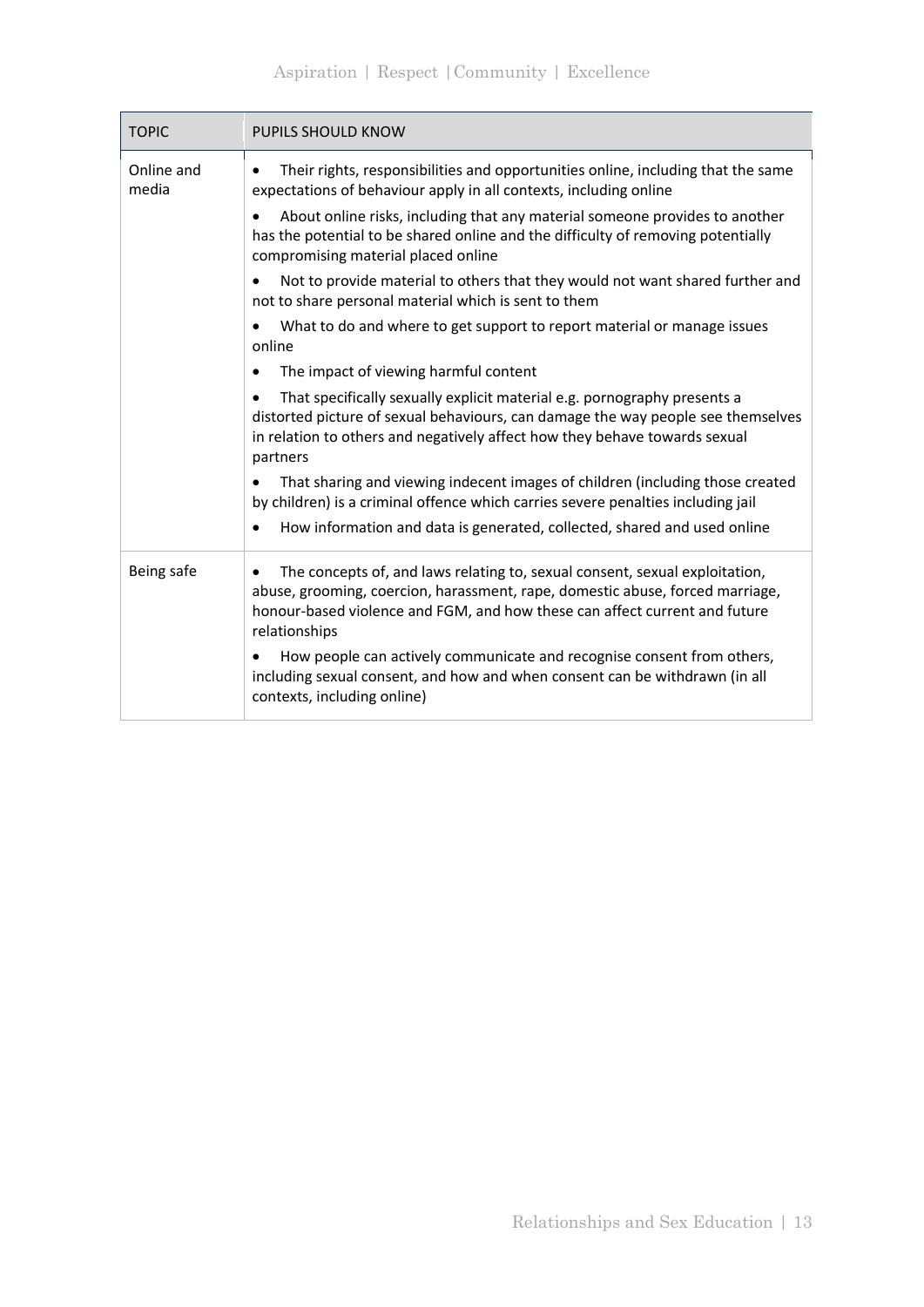| TOPIC | PUPILS SHOULD KNOW |
| --- | --- |
| Online and media | • Their rights, responsibilities and opportunities online, including that the same expectations of behaviour apply in all contexts, including online<br>• About online risks, including that any material someone provides to another has the potential to be shared online and the difficulty of removing potentially compromising material placed online<br>• Not to provide material to others that they would not want shared further and not to share personal material which is sent to them<br>• What to do and where to get support to report material or manage issues online<br>• The impact of viewing harmful content<br>• That specifically sexually explicit material e.g. pornography presents a distorted picture of sexual behaviours, can damage the way people see themselves in relation to others and negatively affect how they behave towards sexual partners<br>• That sharing and viewing indecent images of children (including those created by children) is a criminal offence which carries severe penalties including jail<br>• How information and data is generated, collected, shared and used online |
| Being safe | • The concepts of, and laws relating to, sexual consent, sexual exploitation, abuse, grooming, coercion, harassment, rape, domestic abuse, forced marriage, honour-based violence and FGM, and how these can affect current and future relationships<br>• How people can actively communicate and recognise consent from others, including sexual consent, and how and when consent can be withdrawn (in all contexts, including online) |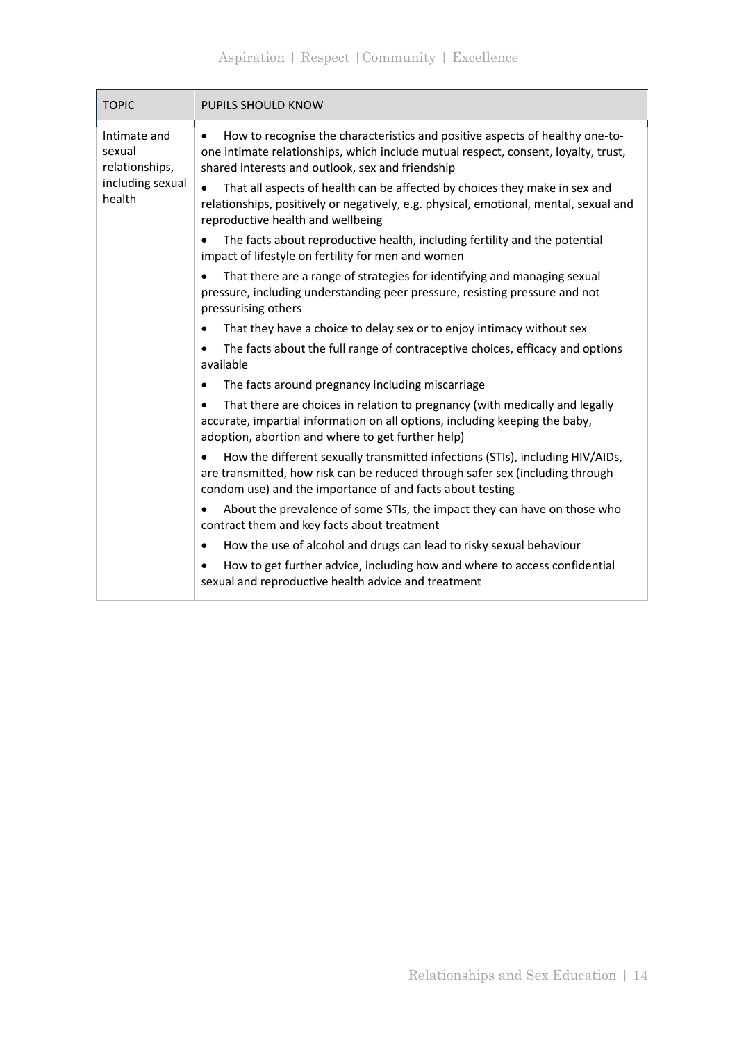| TOPIC | PUPILS SHOULD KNOW |
| --- | --- |
| Intimate and sexual relationships, including sexual health | • How to recognise the characteristics and positive aspects of healthy one-to-one intimate relationships, which include mutual respect, consent, loyalty, trust, shared interests and outlook, sex and friendship<br>• That all aspects of health can be affected by choices they make in sex and relationships, positively or negatively, e.g. physical, emotional, mental, sexual and reproductive health and wellbeing<br>• The facts about reproductive health, including fertility and the potential impact of lifestyle on fertility for men and women<br>• That there are a range of strategies for identifying and managing sexual pressure, including understanding peer pressure, resisting pressure and not pressurising others<br>• That they have a choice to delay sex or to enjoy intimacy without sex<br>• The facts about the full range of contraceptive choices, efficacy and options available<br>• The facts around pregnancy including miscarriage<br>• That there are choices in relation to pregnancy (with medically and legally accurate, impartial information on all options, including keeping the baby, adoption, abortion and where to get further help)<br>• How the different sexually transmitted infections (STIs), including HIV/AIDs, are transmitted, how risk can be reduced through safer sex (including through condom use) and the importance of and facts about testing<br>• About the prevalence of some STIs, the impact they can have on those who contract them and key facts about treatment<br>• How the use of alcohol and drugs can lead to risky sexual behaviour<br>• How to get further advice, including how and where to access confidential sexual and reproductive health advice and treatment |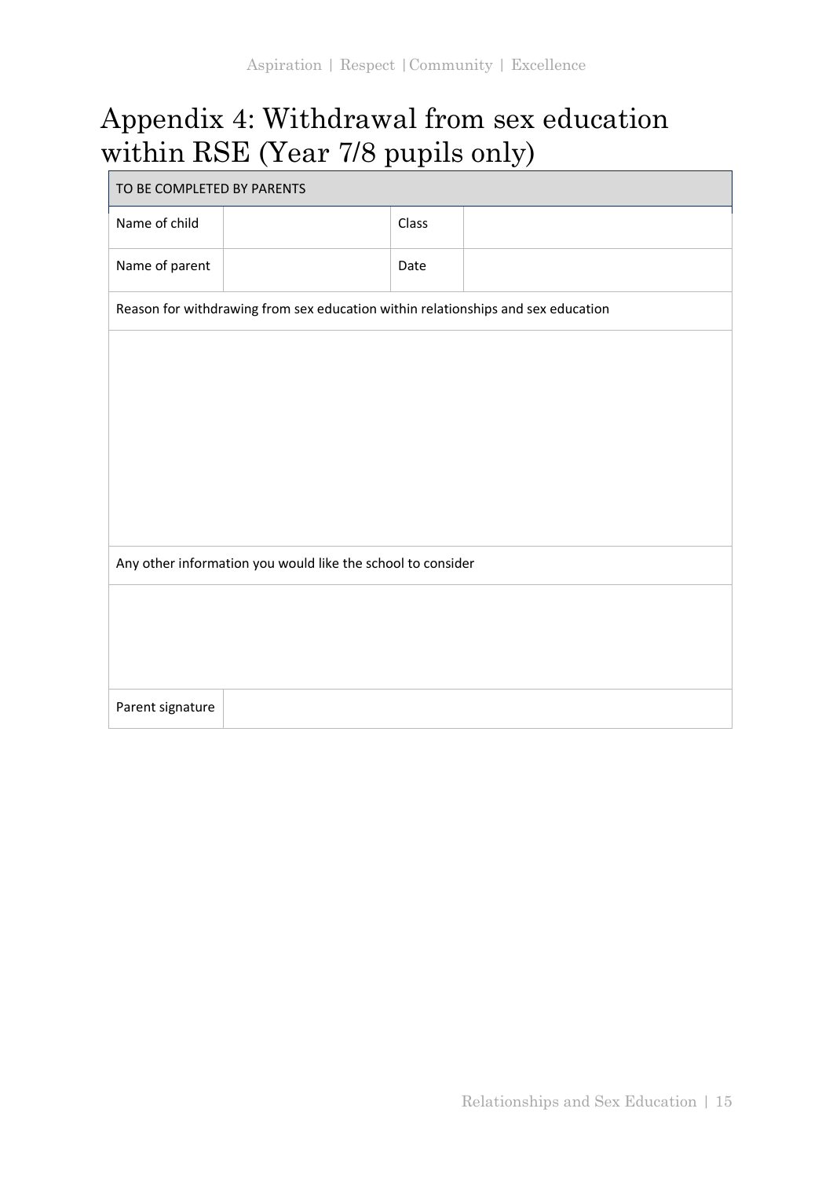# Appendix 4: Withdrawal from sex education within RSE (Year 7/8 pupils only)

| TO BE COMPLETED BY PARENTS | | | |
|---|---|---|---|
| Name of child | | Class | |
| Name of parent | | Date | |
| Reason for withdrawing from sex education within relationships and sex education | | | |
| | | | |
| Any other information you would like the school to consider | | | |
| | | | |
| Parent signature | | | |